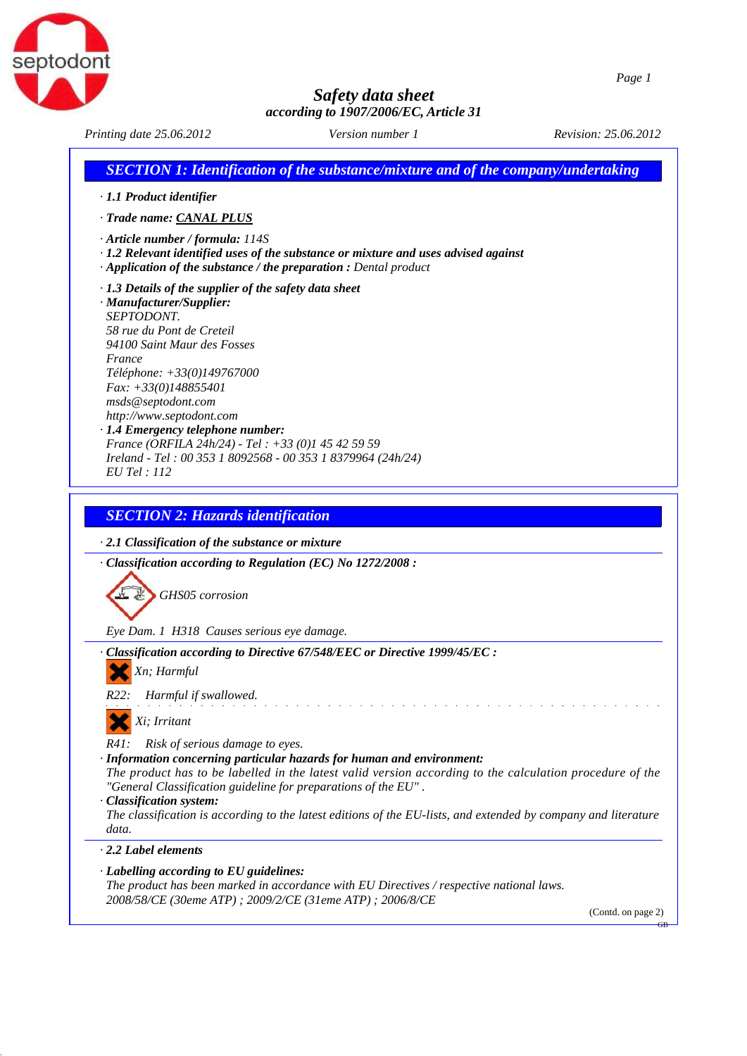# Safety data sheet

*according to 1907/2006/EC, Article 31*

*Printing date 25.06.2012* *Version number 1* *Revision: 25.06.2012*

## SECTION 1: Identification of the substance/mixture and of the company/undertaking

· **1.1 Product identifier**

· **Trade name: CANAL PLUS**

· **Article number / formula:** 114S
· **1.2 Relevant identified uses of the substance or mixture and uses advised against**
· **Application of the substance / the preparation :** Dental product

· **1.3 Details of the supplier of the safety data sheet**
· **Manufacturer/Supplier:**
SEPTODONT.
58 rue du Pont de Creteil
94100 Saint Maur des Fosses
France
Téléphone: +33(0)149767000
Fax: +33(0)148855401
msds@septodont.com
http://www.septodont.com
· **1.4 Emergency telephone number:**
France (ORFILA 24h/24) - Tel : +33 (0)1 45 42 59 59
Ireland - Tel : 00 353 1 8092568 - 00 353 1 8379964 (24h/24)
EU Tel : 112

## SECTION 2: Hazards identification

· **2.1 Classification of the substance or mixture**

· **Classification according to Regulation (EC) No 1272/2008 :**

GHS05 corrosion

Eye Dam. 1 H318 Causes serious eye damage.

· **Classification according to Directive 67/548/EEC or Directive 1999/45/EC :**

Xn; Harmful

R22: Harmful if swallowed.

Xi; Irritant

R41: Risk of serious damage to eyes.
· **Information concerning particular hazards for human and environment:**
The product has to be labelled in the latest valid version according to the calculation procedure of the "General Classification guideline for preparations of the EU" .
· **Classification system:**
The classification is according to the latest editions of the EU-lists, and extended by company and literature data.

· **2.2 Label elements**

· **Labelling according to EU guidelines:**
The product has been marked in accordance with EU Directives / respective national laws.
2008/58/CE (30eme ATP) ; 2009/2/CE (31eme ATP) ; 2006/8/CE

(Contd. on page 2)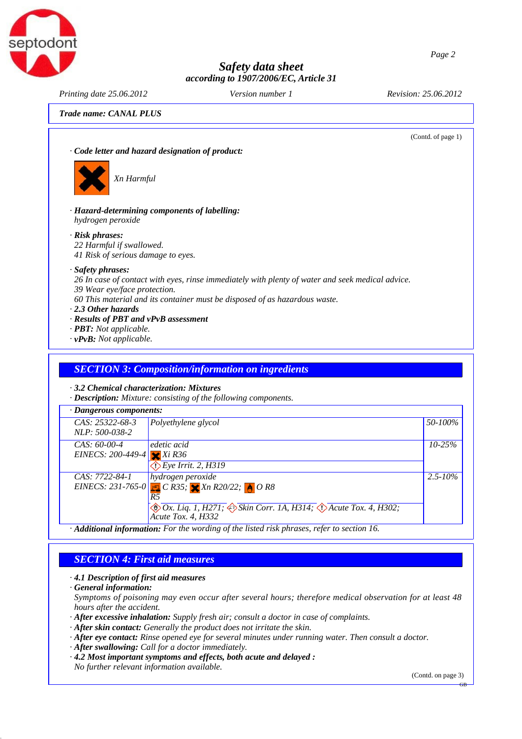**Trade name: CANAL PLUS**

(Contd. of page 1)

· **Code letter and hazard designation of product:**

Xn Harmful

· **Hazard-determining components of labelling:**
hydrogen peroxide

· **Risk phrases:**
22 Harmful if swallowed.
41 Risk of serious damage to eyes.

· **Safety phrases:**
26 In case of contact with eyes, rinse immediately with plenty of water and seek medical advice.
39 Wear eye/face protection.
60 This material and its container must be disposed of as hazardous waste.

· **2.3 Other hazards**
· **Results of PBT and vPvB assessment**
· **PBT:** Not applicable.
· **vPvB:** Not applicable.

## SECTION 3: Composition/information on ingredients

· **3.2 Chemical characterization: Mixtures**
· **Description:** Mixture: consisting of the following components.

| · Dangerous components: | | |
|---|---|---|
| CAS: 25322-68-3<br>NLP: 500-038-2 | Polyethylene glycol | 50-100% |
| CAS: 60-00-4<br>EINECS: 200-449-4 | edetic acid<br>Xi R36<br>Eye Irrit. 2, H319 | 10-25% |
| CAS: 7722-84-1<br>EINECS: 231-765-0 | hydrogen peroxide<br>C R35; Xn R20/22; O R8<br>R5<br>Ox. Liq. 1, H271; Skin Corr. 1A, H314; Acute Tox. 4, H302; Acute Tox. 4, H332 | 2.5-10% |

· **Additional information:** For the wording of the listed risk phrases, refer to section 16.

## SECTION 4: First aid measures

· **4.1 Description of first aid measures**
· **General information:**
Symptoms of poisoning may even occur after several hours; therefore medical observation for at least 48 hours after the accident.
· **After excessive inhalation:** Supply fresh air; consult a doctor in case of complaints.
· **After skin contact:** Generally the product does not irritate the skin.
· **After eye contact:** Rinse opened eye for several minutes under running water. Then consult a doctor.
· **After swallowing:** Call for a doctor immediately.
· **4.2 Most important symptoms and effects, both acute and delayed :**
No further relevant information available.

(Contd. on page 3)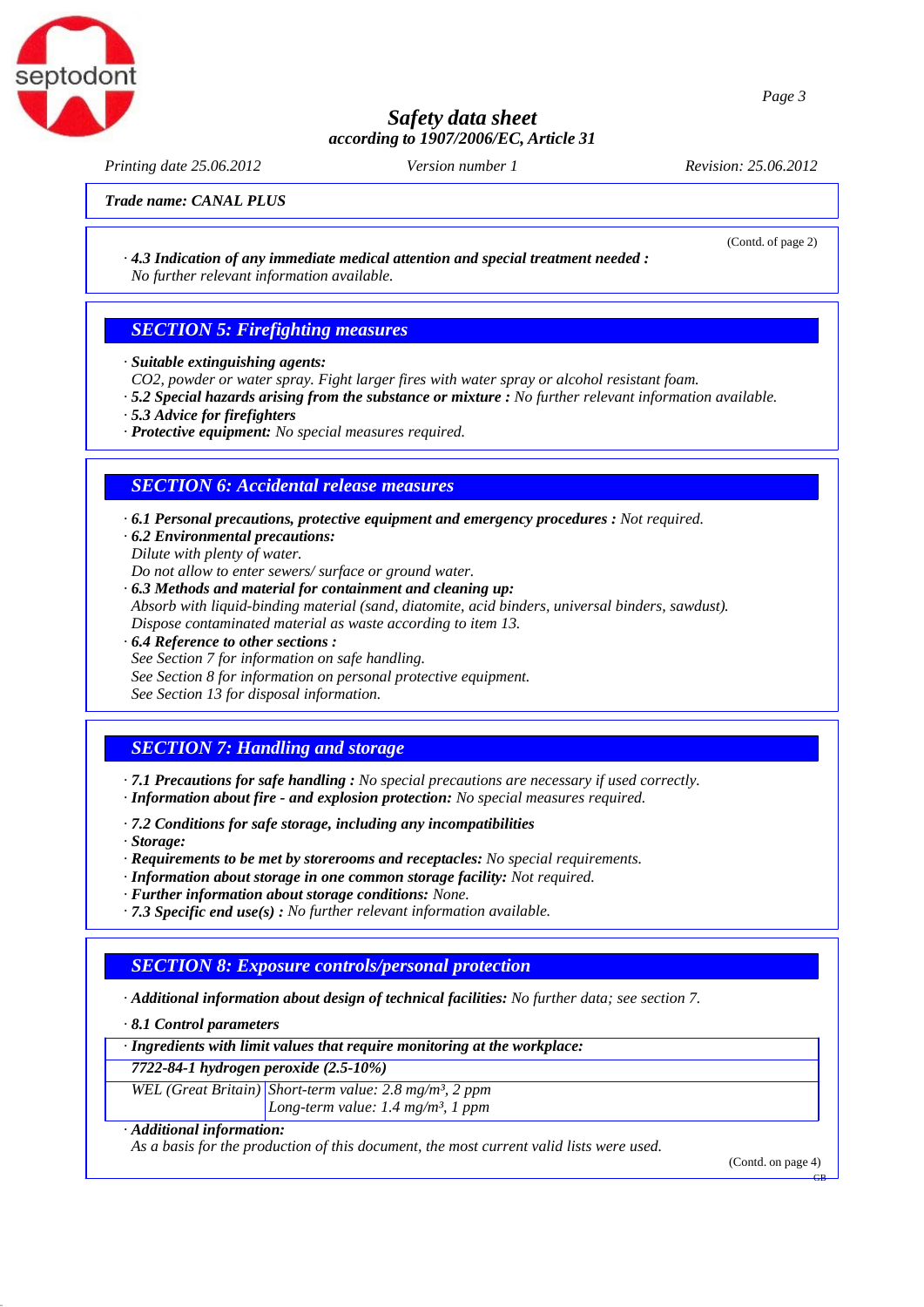*Trade name:* ***CANAL PLUS***

(Contd. of page 2)

· ***4.3 Indication of any immediate medical attention and special treatment needed :***
*No further relevant information available.*

## SECTION 5: Firefighting measures

· ***Suitable extinguishing agents:***
*$CO_2$, powder or water spray. Fight larger fires with water spray or alcohol resistant foam.*
· ***5.2 Special hazards arising from the substance or mixture :*** *No further relevant information available.*
· ***5.3 Advice for firefighters***
· ***Protective equipment:*** *No special measures required.*

## SECTION 6: Accidental release measures

· ***6.1 Personal precautions, protective equipment and emergency procedures :*** *Not required.*
· ***6.2 Environmental precautions:***
*Dilute with plenty of water.*
*Do not allow to enter sewers/ surface or ground water.*
· ***6.3 Methods and material for containment and cleaning up:***
*Absorb with liquid-binding material (sand, diatomite, acid binders, universal binders, sawdust).*
*Dispose contaminated material as waste according to item 13.*
· ***6.4 Reference to other sections :***
*See Section 7 for information on safe handling.*
*See Section 8 for information on personal protective equipment.*
*See Section 13 for disposal information.*

## SECTION 7: Handling and storage

· ***7.1 Precautions for safe handling :*** *No special precautions are necessary if used correctly.*
· ***Information about fire - and explosion protection:*** *No special measures required.*

· ***7.2 Conditions for safe storage, including any incompatibilities***
· ***Storage:***
· ***Requirements to be met by storerooms and receptacles:*** *No special requirements.*
· ***Information about storage in one common storage facility:*** *Not required.*
· ***Further information about storage conditions:*** *None.*
· ***7.3 Specific end use(s) :*** *No further relevant information available.*

## SECTION 8: Exposure controls/personal protection

· ***Additional information about design of technical facilities:*** *No further data; see section 7.*

· ***8.1 Control parameters***

| · ***Ingredients with limit values that require monitoring at the workplace:*** | |
|---|---|
| ***7722-84-1 hydrogen peroxide (2.5-10%)*** | |
| *WEL (Great Britain)* | *Short-term value: 2.8 mg/m³, 2 ppm*<br>*Long-term value: 1.4 mg/m³, 1 ppm* |

· ***Additional information:***
*As a basis for the production of this document, the most current valid lists were used.*

(Contd. on page 4)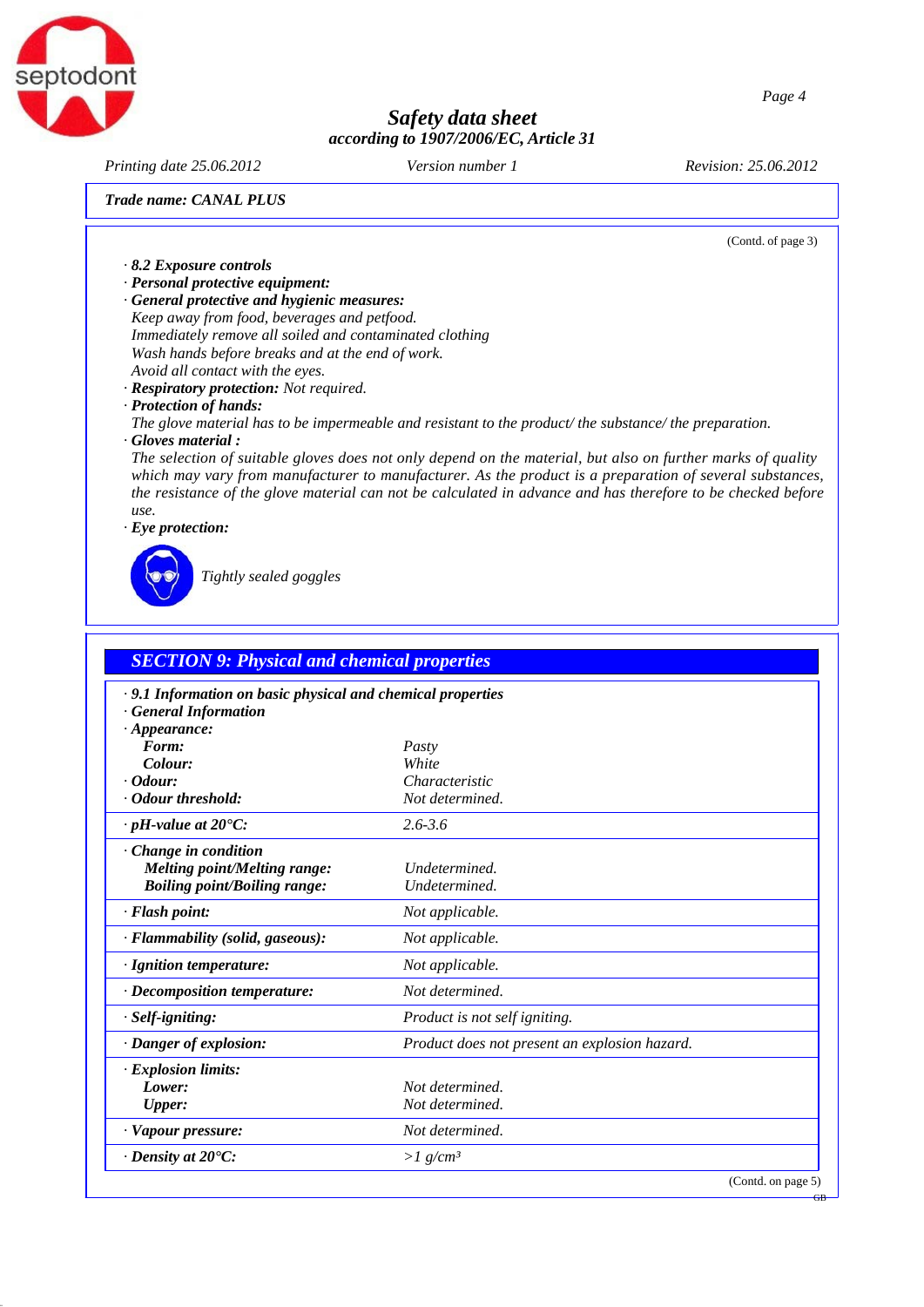**Trade name: CANAL PLUS**

(Contd. of page 3)

· **8.2 Exposure controls**
· **Personal protective equipment:**
· **General protective and hygienic measures:**
Keep away from food, beverages and petfood.
Immediately remove all soiled and contaminated clothing
Wash hands before breaks and at the end of work.
Avoid all contact with the eyes.
· **Respiratory protection:** Not required.
· **Protection of hands:**
The glove material has to be impermeable and resistant to the product/ the substance/ the preparation.
· **Gloves material :**
The selection of suitable gloves does not only depend on the material, but also on further marks of quality which may vary from manufacturer to manufacturer. As the product is a preparation of several substances, the resistance of the glove material can not be calculated in advance and has therefore to be checked before use.
· **Eye protection:**

Tightly sealed goggles

## SECTION 9: Physical and chemical properties

· **9.1 Information on basic physical and chemical properties**
· **General Information**

| Property | Value |
|---|---|
| · **Appearance:** | |
| **Form:** | Pasty |
| **Colour:** | White |
| · **Odour:** | Characteristic |
| · **Odour threshold:** | Not determined. |
| · **pH-value at 20°C:** | 2.6-3.6 |
| · **Change in condition** | |
| **Melting point/Melting range:** | Undetermined. |
| **Boiling point/Boiling range:** | Undetermined. |
| · **Flash point:** | Not applicable. |
| · **Flammability (solid, gaseous):** | Not applicable. |
| · **Ignition temperature:** | Not applicable. |
| · **Decomposition temperature:** | Not determined. |
| · **Self-igniting:** | Product is not self igniting. |
| · **Danger of explosion:** | Product does not present an explosion hazard. |
| · **Explosion limits:** | |
| **Lower:** | Not determined. |
| **Upper:** | Not determined. |
| · **Vapour pressure:** | Not determined. |
| · **Density at 20°C:** | $>1$ g/cm³ |

(Contd. on page 5)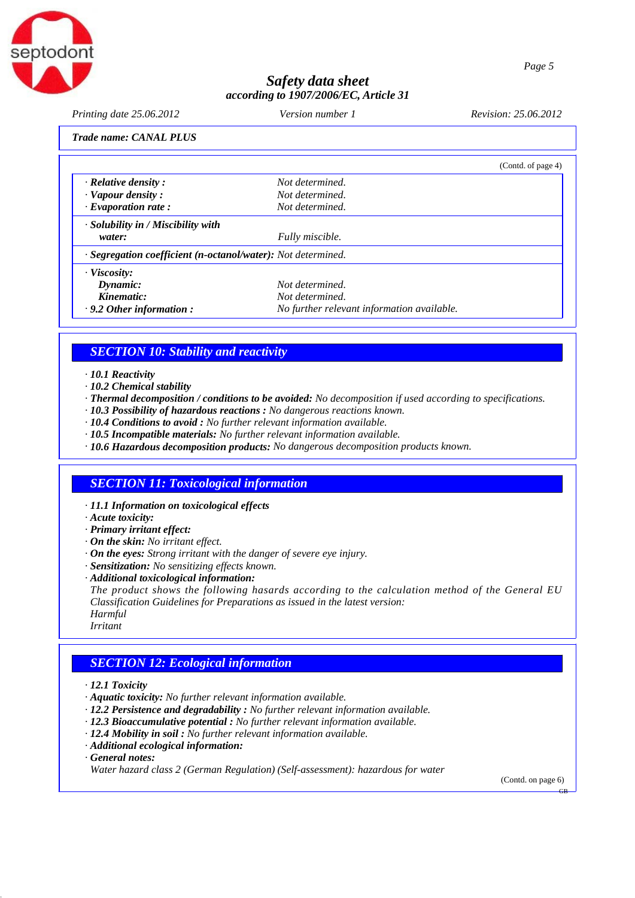Trade name: CANAL PLUS

(Contd. of page 4)

| | |
|---|---|
| · **Relative density :** | Not determined. |
| · **Vapour density :** | Not determined. |
| · **Evaporation rate :** | Not determined. |
| · **Solubility in / Miscibility with water:** | Fully miscible. |
| · **Segregation coefficient (n-octanol/water):** | Not determined. |
| · **Viscosity:** | |
| **Dynamic:** | Not determined. |
| **Kinematic:** | Not determined. |
| · **9.2 Other information :** | No further relevant information available. |

## SECTION 10: Stability and reactivity

- · **10.1 Reactivity**
- · **10.2 Chemical stability**
- · **Thermal decomposition / conditions to be avoided:** No decomposition if used according to specifications.
- · **10.3 Possibility of hazardous reactions :** No dangerous reactions known.
- · **10.4 Conditions to avoid :** No further relevant information available.
- · **10.5 Incompatible materials:** No further relevant information available.
- · **10.6 Hazardous decomposition products:** No dangerous decomposition products known.

## SECTION 11: Toxicological information

- · **11.1 Information on toxicological effects**
- · **Acute toxicity:**
- · **Primary irritant effect:**
- · **On the skin:** No irritant effect.
- · **On the eyes:** Strong irritant with the danger of severe eye injury.
- · **Sensitization:** No sensitizing effects known.
- · **Additional toxicological information:**

The product shows the following hasards according to the calculation method of the General EU Classification Guidelines for Preparations as issued in the latest version:

Harmful

Irritant

## SECTION 12: Ecological information

- · **12.1 Toxicity**
- · **Aquatic toxicity:** No further relevant information available.
- · **12.2 Persistence and degradability :** No further relevant information available.
- · **12.3 Bioaccumulative potential :** No further relevant information available.
- · **12.4 Mobility in soil :** No further relevant information available.
- · **Additional ecological information:**
- · **General notes:**

Water hazard class 2 (German Regulation) (Self-assessment): hazardous for water

(Contd. on page 6)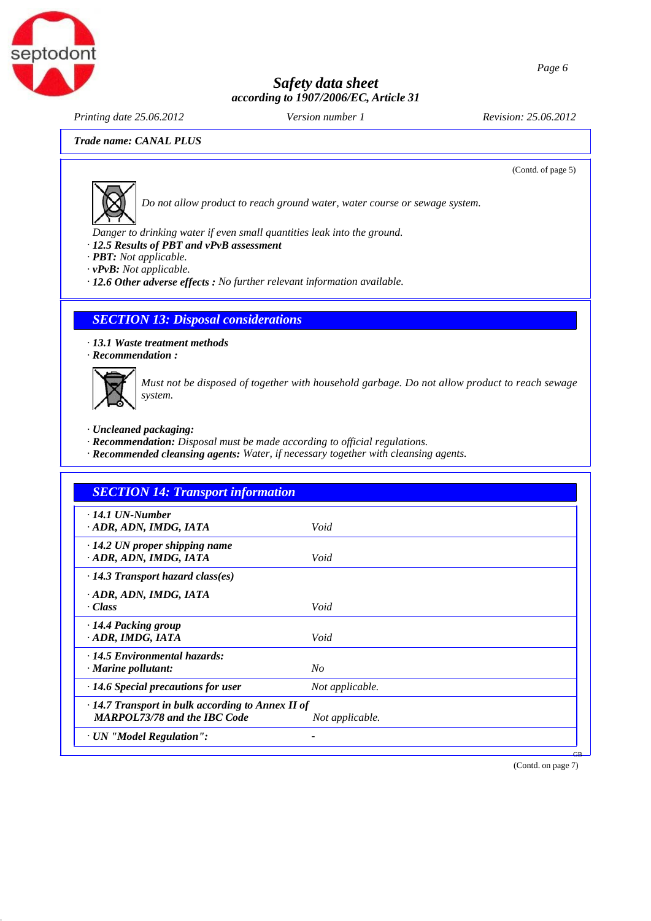# Safety data sheet

*according to 1907/2006/EC, Article 31*

*Printing date 25.06.2012* *Version number 1* *Revision: 25.06.2012*

***Trade name: CANAL PLUS***

(Contd. of page 5)

*Do not allow product to reach ground water, water course or sewage system.*

*Danger to drinking water if even small quantities leak into the ground.*

· ***12.5 Results of PBT and vPvB assessment***
· ***PBT:*** *Not applicable.*
· ***vPvB:*** *Not applicable.*
· ***12.6 Other adverse effects :*** *No further relevant information available.*

## *SECTION 13: Disposal considerations*

· ***13.1 Waste treatment methods***
· ***Recommendation :***

*Must not be disposed of together with household garbage. Do not allow product to reach sewage system.*

· ***Uncleaned packaging:***
· ***Recommendation:*** *Disposal must be made according to official regulations.*
· ***Recommended cleansing agents:*** *Water, if necessary together with cleansing agents.*

## *SECTION 14: Transport information*

| | |
|---|---|
| · ***14.1 UN-Number*** <br> · ***ADR, ADN, IMDG, IATA*** | *Void* |
| · ***14.2 UN proper shipping name*** <br> · ***ADR, ADN, IMDG, IATA*** | *Void* |
| · ***14.3 Transport hazard class(es)*** <br> · ***ADR, ADN, IMDG, IATA*** <br> · ***Class*** | *Void* |
| · ***14.4 Packing group*** <br> · ***ADR, IMDG, IATA*** | *Void* |
| · ***14.5 Environmental hazards:*** <br> · ***Marine pollutant:*** | *No* |
| · ***14.6 Special precautions for user*** | *Not applicable.* |
| · ***14.7 Transport in bulk according to Annex II of MARPOL73/78 and the IBC Code*** | *Not applicable.* |
| · ***UN "Model Regulation":*** | - |

(Contd. on page 7)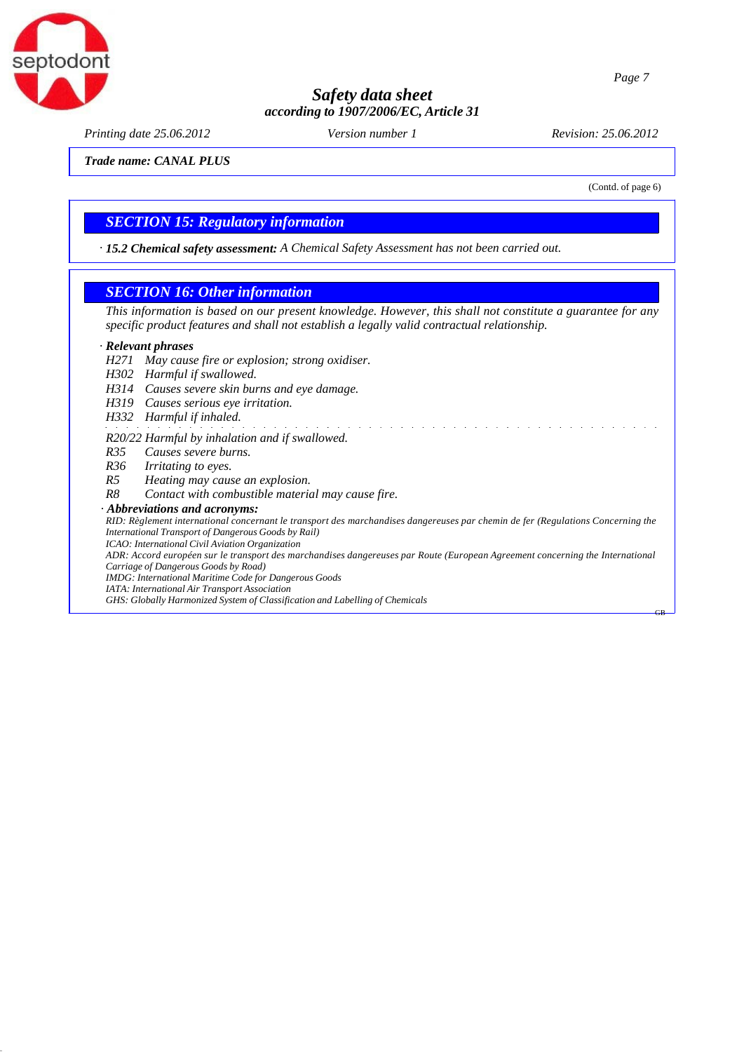(Contd. of page 6)

## SECTION 15: Regulatory information

· **15.2 Chemical safety assessment:** *A Chemical Safety Assessment has not been carried out.*

## SECTION 16: Other information

*This information is based on our present knowledge. However, this shall not constitute a guarantee for any specific product features and shall not establish a legally valid contractual relationship.*

· ***Relevant phrases***

*H271 May cause fire or explosion; strong oxidiser.*
*H302 Harmful if swallowed.*
*H314 Causes severe skin burns and eye damage.*
*H319 Causes serious eye irritation.*
*H332 Harmful if inhaled.*

*R20/22 Harmful by inhalation and if swallowed.*
*R35 Causes severe burns.*
*R36 Irritating to eyes.*
*R5 Heating may cause an explosion.*
*R8 Contact with combustible material may cause fire.*

· ***Abbreviations and acronyms:***

*RID: Règlement international concernant le transport des marchandises dangereuses par chemin de fer (Regulations Concerning the International Transport of Dangerous Goods by Rail)*
*ICAO: International Civil Aviation Organization*
*ADR: Accord européen sur le transport des marchandises dangereuses par Route (European Agreement concerning the International Carriage of Dangerous Goods by Road)*
*IMDG: International Maritime Code for Dangerous Goods*
*IATA: International Air Transport Association*
*GHS: Globally Harmonized System of Classification and Labelling of Chemicals*